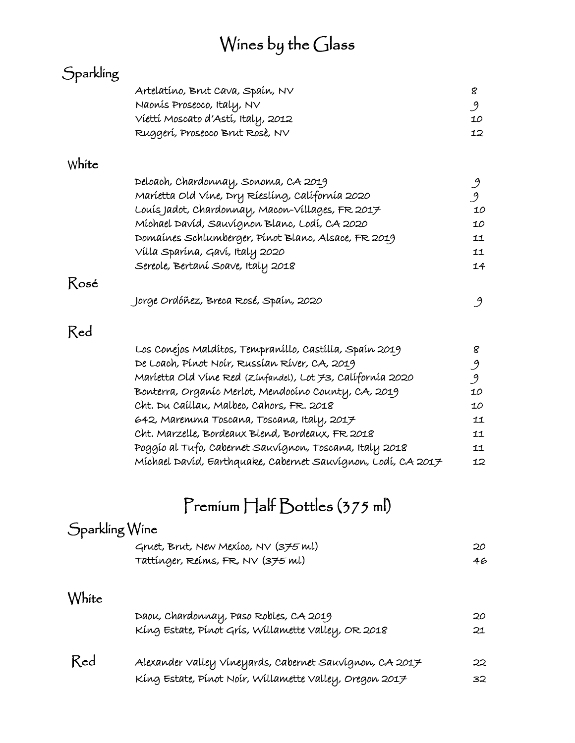# Wines by the Glass

## Sparkling

| | |
|---|---|
| Artelatino, Brut Cava, Spain, NV | 8 |
| Naonis Prosecco, Italy, NV | 9 |
| Vietti Moscato d'Asti, Italy, 2012 | 10 |
| Ruggeri, Prosecco Brut Rosè, NV | 12 |

## White

| | |
|---|---|
| Deloach, Chardonnay, Sonoma, CA 2019 | 9 |
| Marietta Old Vine, Dry Riesling, California 2020 | 9 |
| Louis Jadot, Chardonnay, Macon-Villages, FR 2017 | 10 |
| Michael David, Sauvignon Blanc, Lodi, CA 2020 | 10 |
| Domaines Schlumberger, Pinot Blanc, Alsace, FR 2019 | 11 |
| Villa Sparina, Gavi, Italy 2020 | 11 |
| Sereole, Bertani Soave, Italy 2018 | 14 |

## Rosé

| | |
|---|---|
| Jorge Ordóñez, Breca Rosé, Spain, 2020 | 9 |

## Red

| | |
|---|---|
| Los Conejos Malditos, Tempranillo, Castilla, Spain 2019 | 8 |
| De Loach, Pinot Noir, Russian River, CA, 2019 | 9 |
| Marietta Old Vine Red (Zinfandel), Lot 73, California 2020 | 9 |
| Bonterra, Organic Merlot, Mendocino County, CA, 2019 | 10 |
| Cht. Du Caillau, Malbec, Cahors, FR. 2018 | 10 |
| 642, Maremma Toscana, Toscana, Italy, 2017 | 11 |
| Cht. Marzelle, Bordeaux Blend, Bordeaux, FR 2018 | 11 |
| Poggio al Tufo, Cabernet Sauvignon, Toscana, Italy 2018 | 11 |
| Michael David, Earthquake, Cabernet Sauvignon, Lodi, CA 2017 | 12 |

# Premium Half Bottles (375 ml)

## Sparkling Wine

| | |
|---|---|
| Gruet, Brut, New Mexico, NV (375 ml) | 20 |
| Tattinger, Reims, FR, NV (375 ml) | 46 |

## White

| | |
|---|---|
| Daou, Chardonnay, Paso Robles, CA 2019 | 20 |
| King Estate, Pinot Gris, Willamette Valley, OR 2018 | 21 |

## Red

| | |
|---|---|
| Alexander Valley Vineyards, Cabernet Sauvignon, CA 2017 | 22 |
| King Estate, Pinot Noir, Willamette Valley, Oregon 2017 | 32 |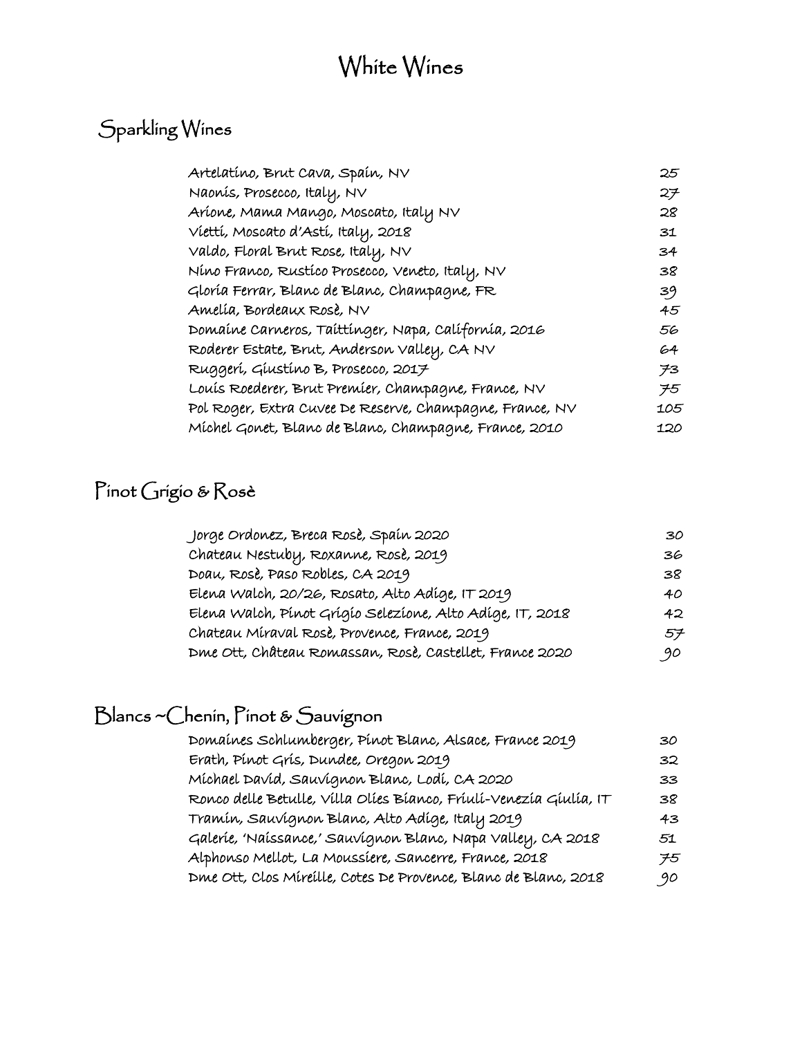# White Wines

## Sparkling Wines

| | |
|---|---|
| Artelatino, Brut Cava, Spain, NV | 25 |
| Naonis, Prosecco, Italy, NV | 27 |
| Arione, Mama Mango, Moscato, Italy NV | 28 |
| Vietti, Moscato d'Asti, Italy, 2018 | 31 |
| Valdo, Floral Brut Rose, Italy, NV | 34 |
| Nino Franco, Rustico Prosecco, Veneto, Italy, NV | 38 |
| Gloria Ferrar, Blanc de Blanc, Champagne, FR | 39 |
| Amelia, Bordeaux Rosè, NV | 45 |
| Domaine Carneros, Taittinger, Napa, California, 2016 | 56 |
| Roderer Estate, Brut, Anderson Valley, CA NV | 64 |
| Ruggeri, Giustino B, Prosecco, 2017 | 73 |
| Louis Roederer, Brut Premier, Champagne, France, NV | 75 |
| Pol Roger, Extra Cuvee De Reserve, Champagne, France, NV | 105 |
| Michel Gonet, Blanc de Blanc, Champagne, France, 2010 | 120 |

## Pinot Grigio & Rosè

| | |
|---|---|
| Jorge Ordonez, Breca Rosè, Spain 2020 | 30 |
| Chateau Nestuby, Roxanne, Rosè, 2019 | 36 |
| Doau, Rosè, Paso Robles, CA 2019 | 38 |
| Elena Walch, 20/26, Rosato, Alto Adige, IT 2019 | 40 |
| Elena Walch, Pinot Grigio Selezione, Alto Adige, IT, 2018 | 42 |
| Chateau Miraval Rosè, Provence, France, 2019 | 57 |
| Dme Ott, Château Romassan, Rosè, Castellet, France 2020 | 90 |

## Blancs ~Chenin, Pinot & Sauvignon

| | |
|---|---|
| Domaines Schlumberger, Pinot Blanc, Alsace, France 2019 | 30 |
| Erath, Pinot Gris, Dundee, Oregon 2019 | 32 |
| Michael David, Sauvignon Blanc, Lodi, CA 2020 | 33 |
| Ronco delle Betulle, Villa Olies Bianco, Friuli-Venezia Giulia, IT | 38 |
| Tramin, Sauvignon Blanc, Alto Adige, Italy 2019 | 43 |
| Galerie, 'Naissance,' Sauvignon Blanc, Napa Valley, CA 2018 | 51 |
| Alphonso Mellot, La Moussiere, Sancerre, France, 2018 | 75 |
| Dme Ott, Clos Mireille, Cotes De Provence, Blanc de Blanc, 2018 | 90 |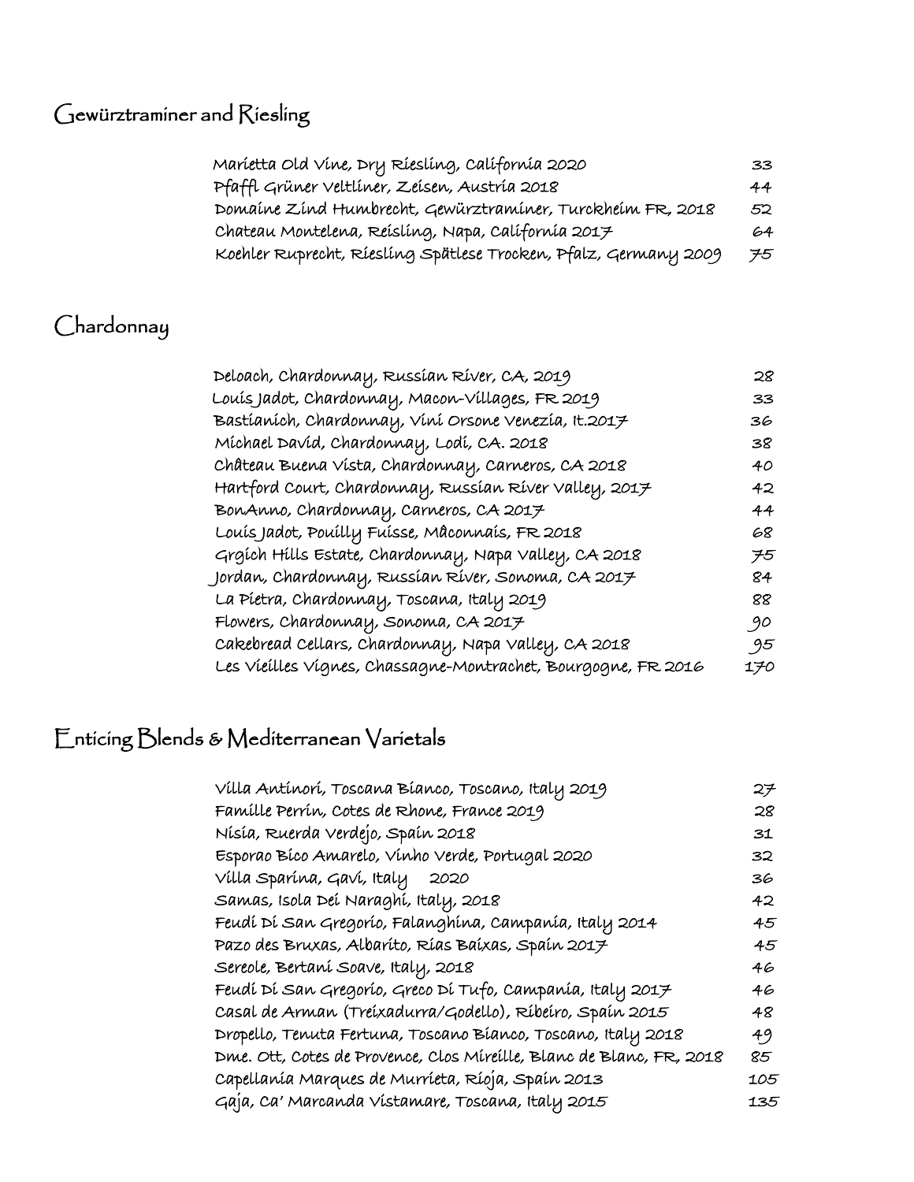## Gewürztraminer and Riesling

| | |
|---|---|
| Marietta Old Vine, Dry Riesling, California 2020 | 33 |
| Pfaffl Grüner Veltliner, Zeisen, Austria 2018 | 44 |
| Domaine Zind Humbrecht, Gewürztraminer, Turckheim FR, 2018 | 52 |
| Chateau Montelena, Reisling, Napa, California 2017 | 64 |
| Koehler Ruprecht, Riesling Spätlese Trocken, Pfalz, Germany 2009 | 75 |

## Chardonnay

| | |
|---|---|
| Deloach, Chardonnay, Russian River, CA, 2019 | 28 |
| Louis Jadot, Chardonnay, Macon-Villages, FR 2019 | 33 |
| Bastianich, Chardonnay, Vini Orsone Venezia, It.2017 | 36 |
| Michael David, Chardonnay, Lodi, CA. 2018 | 38 |
| Château Buena Vista, Chardonnay, Carneros, CA 2018 | 40 |
| Hartford Court, Chardonnay, Russian River Valley, 2017 | 42 |
| BonAnno, Chardonnay, Carneros, CA 2017 | 44 |
| Louis Jadot, Pouilly Fuisse, Mâconnais, FR 2018 | 68 |
| Grgich Hills Estate, Chardonnay, Napa Valley, CA 2018 | 75 |
| Jordan, Chardonnay, Russian River, Sonoma, CA 2017 | 84 |
| La Pietra, Chardonnay, Toscana, Italy 2019 | 88 |
| Flowers, Chardonnay, Sonoma, CA 2017 | 90 |
| Cakebread Cellars, Chardonnay, Napa Valley, CA 2018 | 95 |
| Les Vieilles Vignes, Chassagne-Montrachet, Bourgogne, FR 2016 | 170 |

## Enticing Blends & Mediterranean Varietals

| | |
|---|---|
| Villa Antinori, Toscana Bianco, Toscano, Italy 2019 | 27 |
| Famille Perrin, Cotes de Rhone, France 2019 | 28 |
| Nisia, Ruerda Verdejo, Spain 2018 | 31 |
| Esporao Bico Amarelo, Vinho Verde, Portugal 2020 | 32 |
| Villa Sparina, Gavi, Italy 2020 | 36 |
| Samas, Isola Dei Naraghi, Italy, 2018 | 42 |
| Feudi Di San Gregorio, Falanghina, Campania, Italy 2014 | 45 |
| Pazo des Bruxas, Albarito, Rias Baixas, Spain 2017 | 45 |
| Sereole, Bertani Soave, Italy, 2018 | 46 |
| Feudi Di San Gregorio, Greco Di Tufo, Campania, Italy 2017 | 46 |
| Casal de Arman (Treixadurra/Godello), Ribeiro, Spain 2015 | 48 |
| Dropello, Tenuta Fertuna, Toscano Bianco, Toscano, Italy 2018 | 49 |
| Dme. Ott, Cotes de Provence, Clos Mireille, Blanc de Blanc, FR, 2018 | 85 |
| Capellania Marques de Murrieta, Rioja, Spain 2013 | 105 |
| Gaja, Ca' Marcanda Vistamare, Toscana, Italy 2015 | 135 |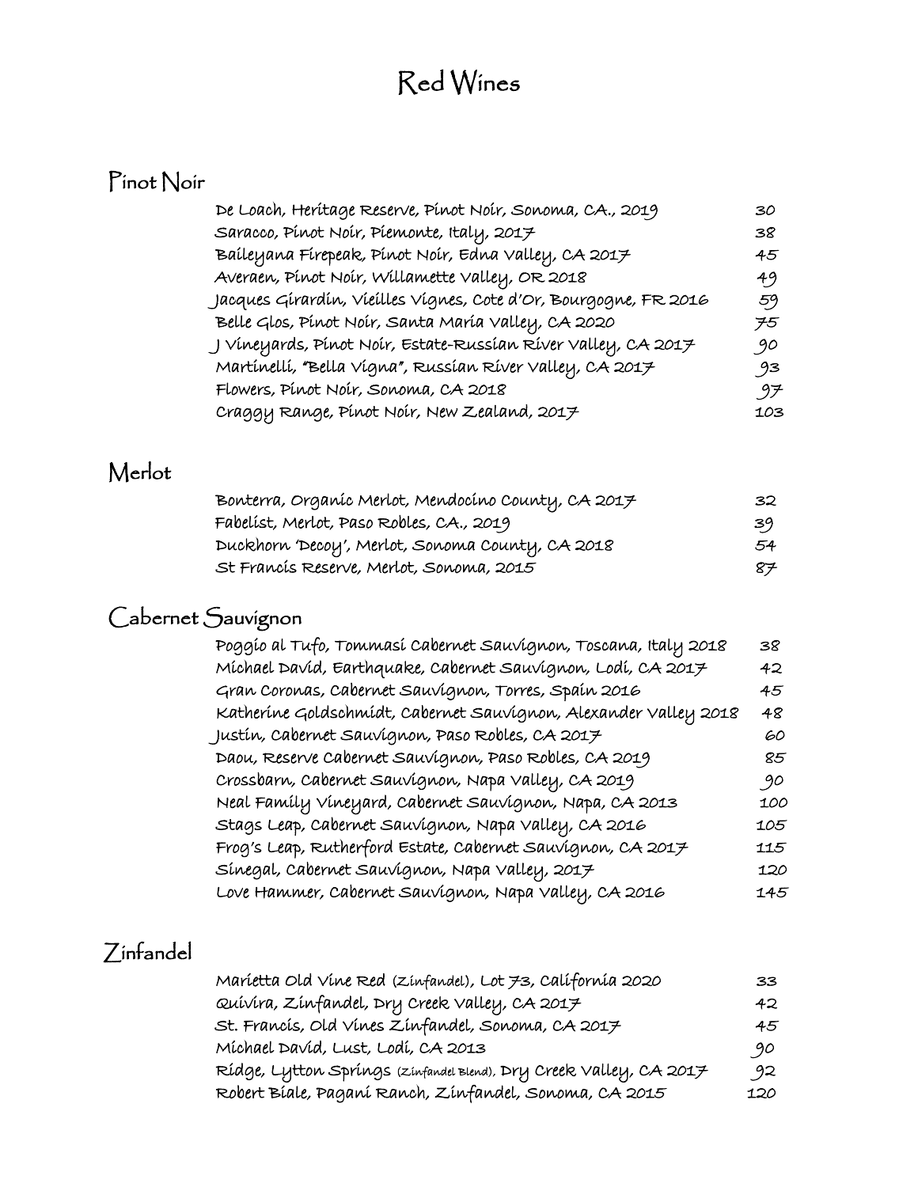# Red Wines

## Pinot Noir

| | |
|---|---|
| De Loach, Heritage Reserve, Pinot Noir, Sonoma, CA., 2019 | 30 |
| Saracco, Pinot Noir, Piemonte, Italy, 2017 | 38 |
| Baileyana Firepeak, Pinot Noir, Edna Valley, CA 2017 | 45 |
| Averaen, Pinot Noir, Willamette Valley, OR 2018 | 49 |
| Jacques Girardin, Vieilles Vignes, Cote d'Or, Bourgogne, FR 2016 | 59 |
| Belle Glos, Pinot Noir, Santa Maria Valley, CA 2020 | 75 |
| J Vineyards, Pinot Noir, Estate-Russian River Valley, CA 2017 | 90 |
| Martinelli, "Bella Vigna", Russian River Valley, CA 2017 | 93 |
| Flowers, Pinot Noir, Sonoma, CA 2018 | 97 |
| Craggy Range, Pinot Noir, New Zealand, 2017 | 103 |

## Merlot

| | |
|---|---|
| Bonterra, Organic Merlot, Mendocino County, CA 2017 | 32 |
| Fabelist, Merlot, Paso Robles, CA., 2019 | 39 |
| Duckhorn 'Decoy', Merlot, Sonoma County, CA 2018 | 54 |
| St Francis Reserve, Merlot, Sonoma, 2015 | 87 |

## Cabernet Sauvignon

| | |
|---|---|
| Poggio al Tufo, Tommasi Cabernet Sauvignon, Toscana, Italy 2018 | 38 |
| Michael David, Earthquake, Cabernet Sauvignon, Lodi, CA 2017 | 42 |
| Gran Coronas, Cabernet Sauvignon, Torres, Spain 2016 | 45 |
| Katherine Goldschmidt, Cabernet Sauvignon, Alexander Valley 2018 | 48 |
| Justin, Cabernet Sauvignon, Paso Robles, CA 2017 | 60 |
| Daou, Reserve Cabernet Sauvignon, Paso Robles, CA 2019 | 85 |
| Crossbarn, Cabernet Sauvignon, Napa Valley, CA 2019 | 90 |
| Neal Family Vineyard, Cabernet Sauvignon, Napa, CA 2013 | 100 |
| Stags Leap, Cabernet Sauvignon, Napa Valley, CA 2016 | 105 |
| Frog's Leap, Rutherford Estate, Cabernet Sauvignon, CA 2017 | 115 |
| Sinegal, Cabernet Sauvignon, Napa Valley, 2017 | 120 |
| Love Hammer, Cabernet Sauvignon, Napa Valley, CA 2016 | 145 |

## Zinfandel

| | |
|---|---|
| Marietta Old Vine Red (Zinfandel), Lot 73, California 2020 | 33 |
| Quivira, Zinfandel, Dry Creek Valley, CA 2017 | 42 |
| St. Francis, Old Vines Zinfandel, Sonoma, CA 2017 | 45 |
| Michael David, Lust, Lodi, CA 2013 | 90 |
| Ridge, Lytton Springs (Zinfandel Blend), Dry Creek Valley, CA 2017 | 92 |
| Robert Biale, Pagani Ranch, Zinfandel, Sonoma, CA 2015 | 120 |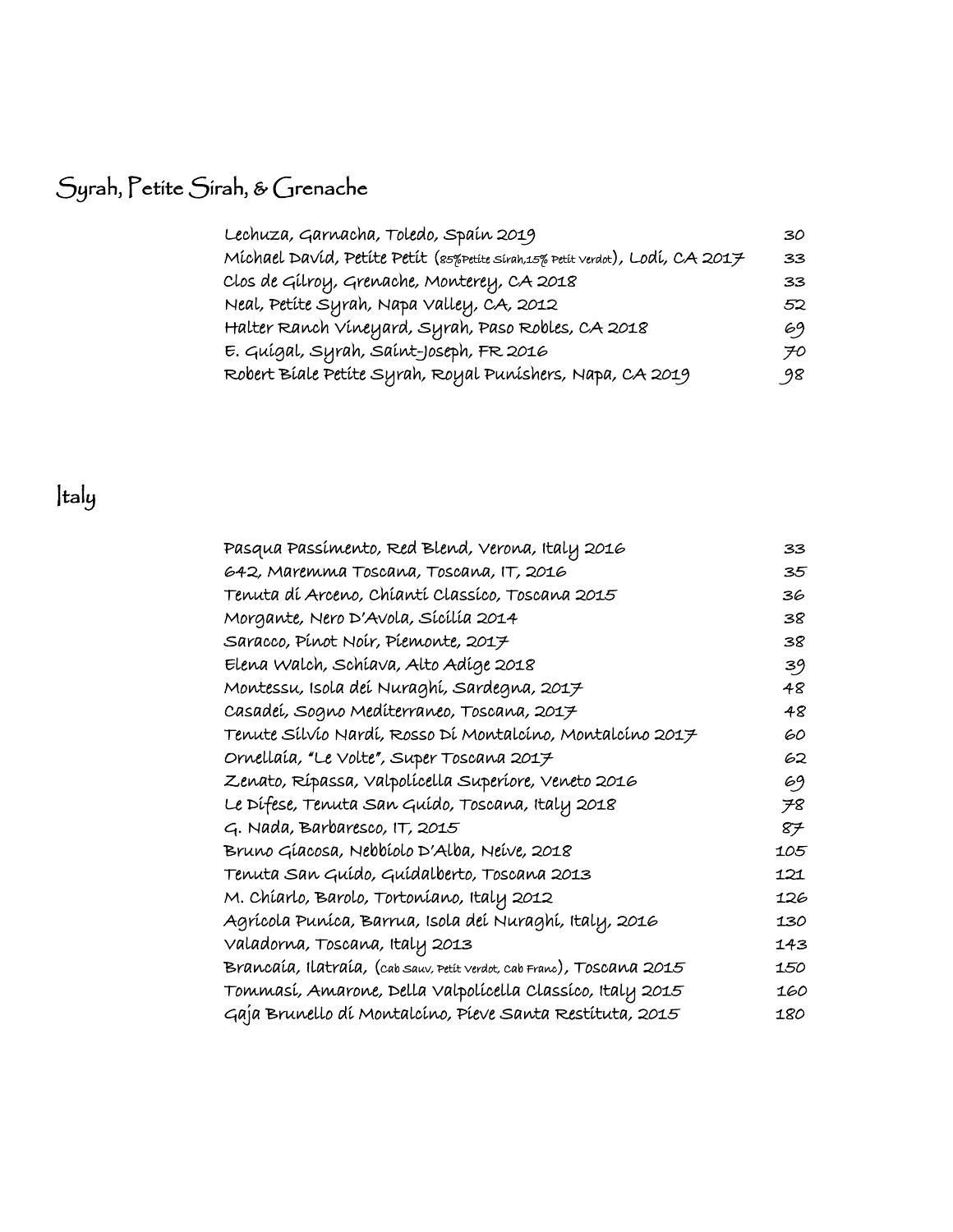## Syrah, Petite Sirah, & Grenache

| | |
|---|---|
| Lechuza, Garnacha, Toledo, Spain 2019 | 30 |
| Michael David, Petite Petit (85%Petite Sirah,15% Petit Verdot), Lodi, CA 2017 | 33 |
| Clos de Gilroy, Grenache, Monterey, CA 2018 | 33 |
| Neal, Petite Syrah, Napa Valley, CA, 2012 | 52 |
| Halter Ranch Vineyard, Syrah, Paso Robles, CA 2018 | 69 |
| E. Guigal, Syrah, Saint-Joseph, FR 2016 | 70 |
| Robert Biale Petite Syrah, Royal Punishers, Napa, CA 2019 | 98 |

## Italy

| | |
|---|---|
| Pasqua Passimento, Red Blend, Verona, Italy 2016 | 33 |
| 642, Maremma Toscana, Toscana, IT, 2016 | 35 |
| Tenuta di Arceno, Chianti Classico, Toscana 2015 | 36 |
| Morgante, Nero D'Avola, Sicilia 2014 | 38 |
| Saracco, Pinot Noir, Piemonte, 2017 | 38 |
| Elena Walch, Schiava, Alto Adige 2018 | 39 |
| Montessu, Isola dei Nuraghi, Sardegna, 2017 | 48 |
| Casadei, Sogno Mediterraneo, Toscana, 2017 | 48 |
| Tenute Silvio Nardi, Rosso Di Montalcino, Montalcino 2017 | 60 |
| Ornellaia, "Le Volte", Super Toscana 2017 | 62 |
| Zenato, Ripassa, Valpolicella Superiore, Veneto 2016 | 69 |
| Le Difese, Tenuta San Guido, Toscana, Italy 2018 | 78 |
| G. Nada, Barbaresco, IT, 2015 | 87 |
| Bruno Giacosa, Nebbiolo D'Alba, Neive, 2018 | 105 |
| Tenuta San Guido, Guidalberto, Toscana 2013 | 121 |
| M. Chiarlo, Barolo, Tortoniano, Italy 2012 | 126 |
| Agricola Punica, Barrua, Isola dei Nuraghi, Italy, 2016 | 130 |
| Valadorna, Toscana, Italy 2013 | 143 |
| Brancaia, Ilatraia, (Cab Sauv, Petit Verdot, Cab Franc), Toscana 2015 | 150 |
| Tommasi, Amarone, Della Valpolicella Classico, Italy 2015 | 160 |
| Gaja Brunello di Montalcino, Pieve Santa Restituta, 2015 | 180 |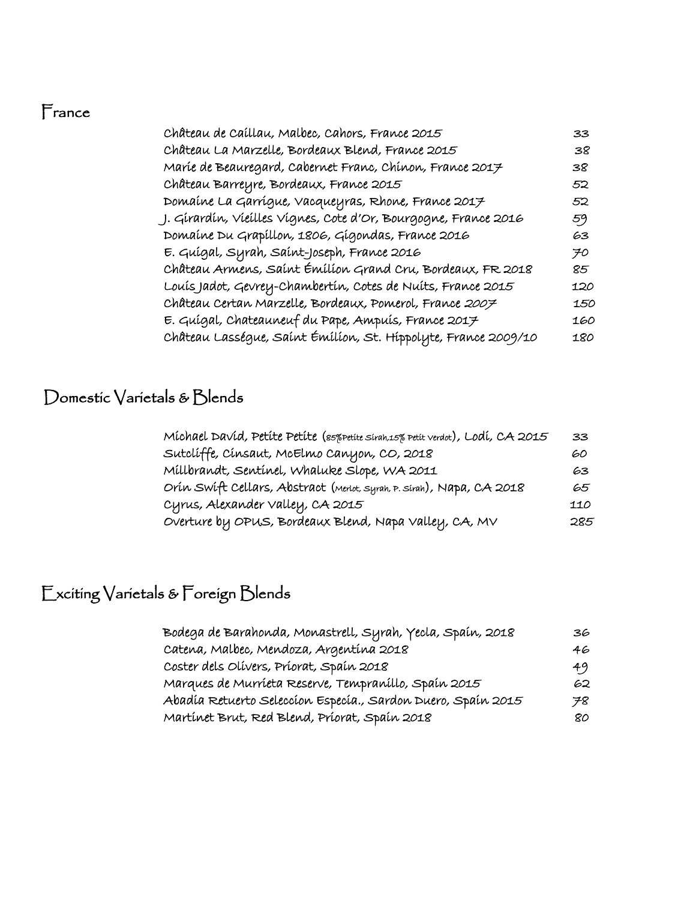## France

| | |
|---|---|
| Château de Caillau, Malbec, Cahors, France 2015 | 33 |
| Château La Marzelle, Bordeaux Blend, France 2015 | 38 |
| Marie de Beauregard, Cabernet Franc, Chinon, France 2017 | 38 |
| Château Barreyre, Bordeaux, France 2015 | 52 |
| Domaine La Garrigue, Vacqueyras, Rhone, France 2017 | 52 |
| J. Girardin, Vieilles Vignes, Cote d'Or, Bourgogne, France 2016 | 59 |
| Domaine Du Grapillon, 1806, Gigondas, France 2016 | 63 |
| E. Guigal, Syrah, Saint-Joseph, France 2016 | 70 |
| Château Armens, Saint Émilion Grand Cru, Bordeaux, FR 2018 | 85 |
| Louis Jadot, Gevrey-Chambertin, Cotes de Nuits, France 2015 | 120 |
| Château Certan Marzelle, Bordeaux, Pomerol, France 2007 | 150 |
| E. Guigal, Chateauneuf du Pape, Ampuis, France 2017 | 160 |
| Château Lasségue, Saint Émilion, St. Hippolyte, France 2009/10 | 180 |

## Domestic Varietals & Blends

| | |
|---|---|
| Michael David, Petite Petite (85%Petite Sirah,15% Petit Verdot), Lodi, CA 2015 | 33 |
| Sutcliffe, Cinsaut, McElmo Canyon, CO, 2018 | 60 |
| Millbrandt, Sentinel, Whaluke Slope, WA 2011 | 63 |
| Orin Swift Cellars, Abstract (Merlot, Syrah, P. Sirah), Napa, CA 2018 | 65 |
| Cyrus, Alexander Valley, CA 2015 | 110 |
| Overture by OPUS, Bordeaux Blend, Napa Valley, CA, MV | 285 |

## Exciting Varietals & Foreign Blends

| | |
|---|---|
| Bodega de Barahonda, Monastrell, Syrah, Yecla, Spain, 2018 | 36 |
| Catena, Malbec, Mendoza, Argentina 2018 | 46 |
| Coster dels Olivers, Priorat, Spain 2018 | 49 |
| Marques de Murrieta Reserve, Tempranillo, Spain 2015 | 62 |
| Abadia Retuerto Seleccion Especia., Sardon Duero, Spain 2015 | 78 |
| Martinet Brut, Red Blend, Priorat, Spain 2018 | 80 |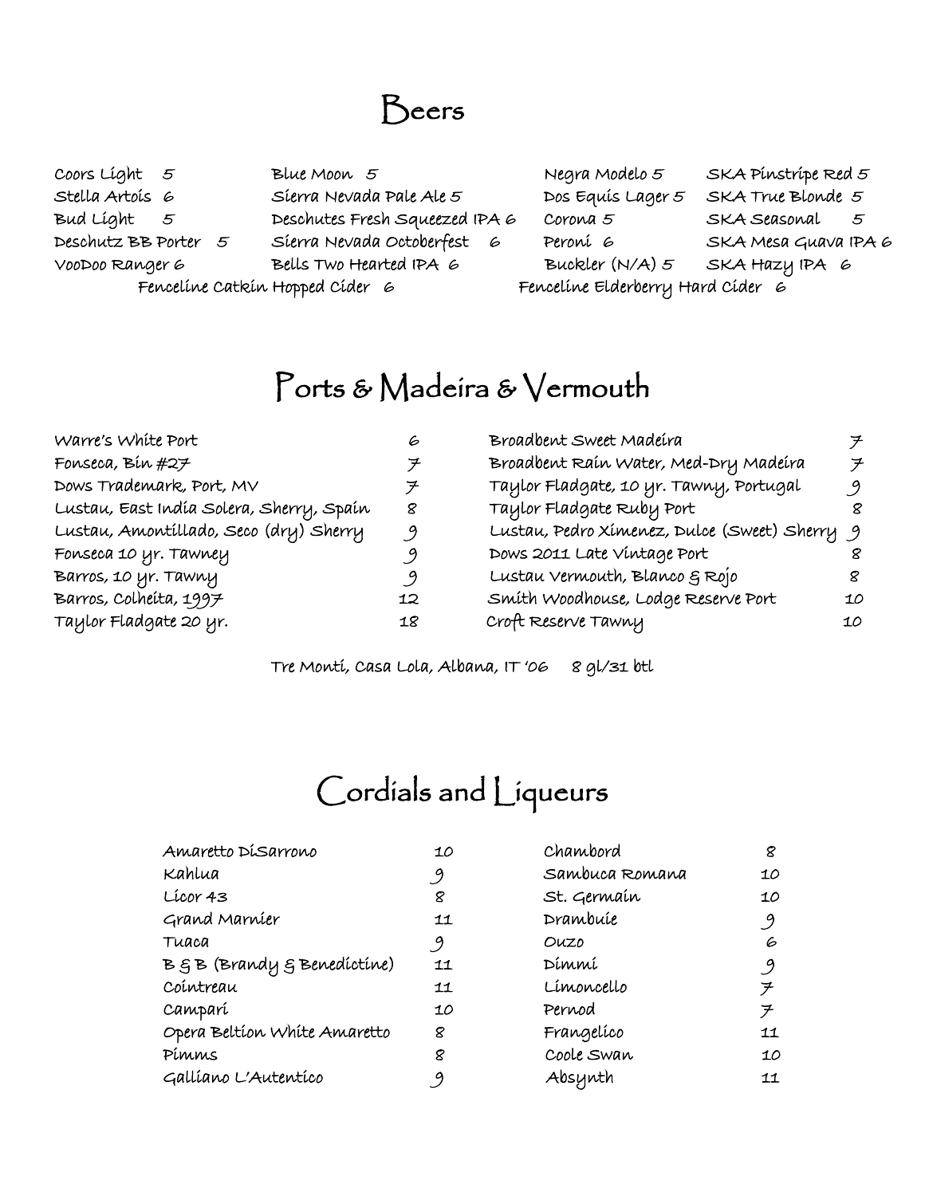# Beers

Coors Light 5
Stella Artois 6
Bud Light 5
Deschutz BB Porter 5
VooDoo Ranger 6
Blue Moon 5
Sierra Nevada Pale Ale 5
Deschutes Fresh Squeezed IPA 6
Sierra Nevada Octoberfest 6
Bells Two Hearted IPA 6
Negra Modelo 5
Dos Equis Lager 5
Corona 5
Peroni 6
Buckler (N/A) 5
SKA Pinstripe Red 5
SKA True Blonde 5
SKA Seasonal 5
SKA Mesa Guava IPA 6
SKA Hazy IPA 6
Fenceline Catkin Hopped Cider 6
Fenceline Elderberry Hard Cider 6

# Ports & Madeira & Vermouth

| | |
|---|---|
| Warre's White Port | 6 |
| Fonseca, Bin #27 | 7 |
| Dows Trademark, Port, MV | 7 |
| Lustau, East India Solera, Sherry, Spain | 8 |
| Lustau, Amontillado, Seco (dry) Sherry | 9 |
| Fonseca 10 yr. Tawney | 9 |
| Barros, 10 yr. Tawny | 9 |
| Barros, Colheita, 1997 | 12 |
| Taylor Fladgate 20 yr. | 18 |
| Broadbent Sweet Madeira | 7 |
| Broadbent Rain Water, Med-Dry Madeira | 7 |
| Taylor Fladgate, 10 yr. Tawny, Portugal | 9 |
| Taylor Fladgate Ruby Port | 8 |
| Lustau, Pedro Ximenez, Dulce (Sweet) Sherry | 9 |
| Dows 2011 Late Vintage Port | 8 |
| Lustau Vermouth, Blanco & Rojo | 8 |
| Smith Woodhouse, Lodge Reserve Port | 10 |
| Croft Reserve Tawny | 10 |

Tre Monti, Casa Lola, Albana, IT '06 8 gl/31 btl

# Cordials and Liqueurs

| | |
|---|---|
| Amaretto DiSarrono | 10 |
| Kahlua | 9 |
| Licor 43 | 8 |
| Grand Marnier | 11 |
| Tuaca | 9 |
| B & B (Brandy & Benedictine) | 11 |
| Cointreau | 11 |
| Campari | 10 |
| Opera Beltion White Amaretto | 8 |
| Pimms | 8 |
| Galliano L'Autentico | 9 |
| Chambord | 8 |
| Sambuca Romana | 10 |
| St. Germain | 10 |
| Drambuie | 9 |
| Ouzo | 6 |
| Dimmi | 9 |
| Limoncello | 7 |
| Pernod | 7 |
| Frangelico | 11 |
| Coole Swan | 10 |
| Absynth | 11 |